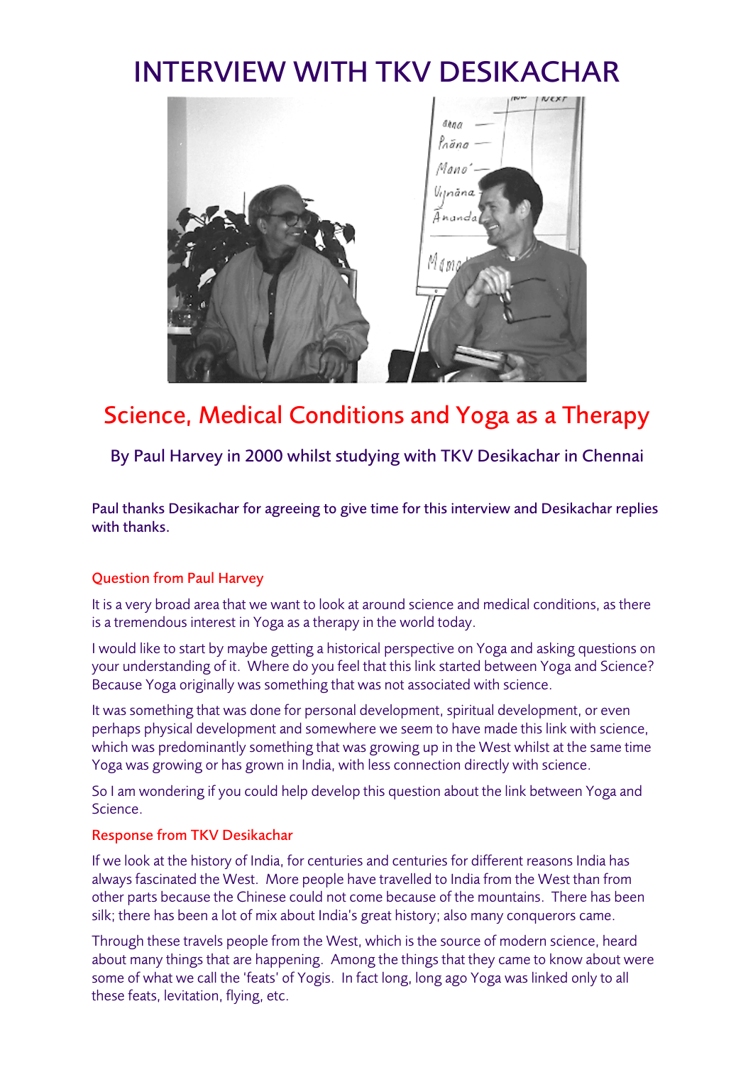# INTERVIEW WITH TKV DESIKACHAR

## Science, Medical Conditions and Yoga as a Therapy

### By Paul Harvey in 2000 whilst studying with TKV Desikachar in Chennai

Paul thanks Desikachar for agreeing to give time for this interview and Desikachar replies with thanks.

#### Question from Paul Harvey

It is a very broad area that we want to look at around science and medical conditions, as there is a tremendous interest in Yoga as a therapy in the world today.

I would like to start by maybe getting a historical perspective on Yoga and asking questions on your understanding of it. Where do you feel that this link started between Yoga and Science? Because Yoga originally was something that was not associated with science.

It was something that was done for personal development, spiritual development, or even perhaps physical development and somewhere we seem to have made this link with science, which was predominantly something that was growing up in the West whilst at the same time Yoga was growing or has grown in India, with less connection directly with science.

So I am wondering if you could help develop this question about the link between Yoga and Science.

#### Response from TKV Desikachar

If we look at the history of India, for centuries and centuries for different reasons India has always fascinated the West. More people have travelled to India from the West than from other parts because the Chinese could not come because of the mountains. There has been silk; there has been a lot of mix about India's great history; also many conquerors came.

Through these travels people from the West, which is the source of modern science, heard about many things that are happening. Among the things that they came to know about were some of what we call the 'feats' of Yogis. In fact long, long ago Yoga was linked only to all these feats, levitation, flying, etc.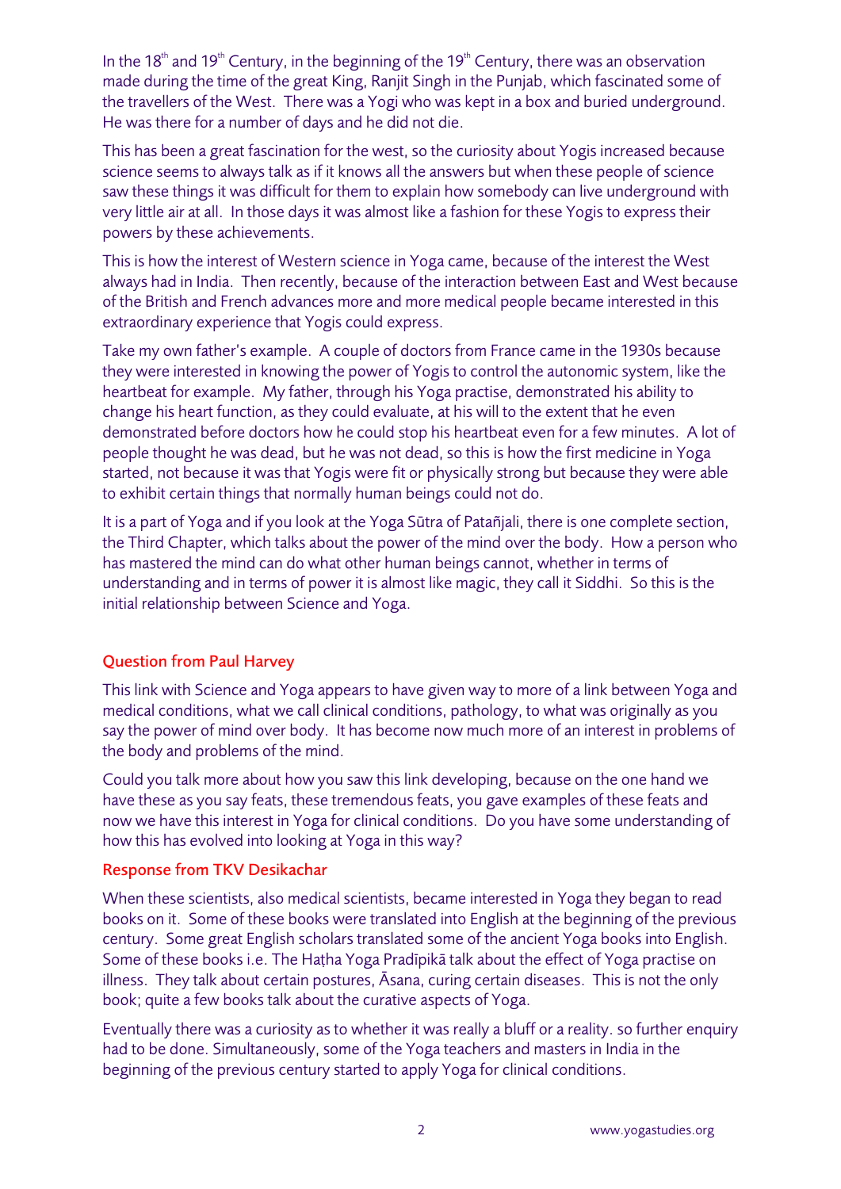In the 18th and 19th Century, in the beginning of the 19th Century, there was an observation made during the time of the great King, Ranjit Singh in the Punjab, which fascinated some of the travellers of the West. There was a Yogi who was kept in a box and buried underground. He was there for a number of days and he did not die.

This has been a great fascination for the west, so the curiosity about Yogis increased because science seems to always talk as if it knows all the answers but when these people of science saw these things it was difficult for them to explain how somebody can live underground with very little air at all. In those days it was almost like a fashion for these Yogis to express their powers by these achievements.

This is how the interest of Western science in Yoga came, because of the interest the West always had in India. Then recently, because of the interaction between East and West because of the British and French advances more and more medical people became interested in this extraordinary experience that Yogis could express.

Take my own father's example. A couple of doctors from France came in the 1930s because they were interested in knowing the power of Yogis to control the autonomic system, like the heartbeat for example. My father, through his Yoga practise, demonstrated his ability to change his heart function, as they could evaluate, at his will to the extent that he even demonstrated before doctors how he could stop his heartbeat even for a few minutes. A lot of people thought he was dead, but he was not dead, so this is how the first medicine in Yoga started, not because it was that Yogis were fit or physically strong but because they were able to exhibit certain things that normally human beings could not do.

It is a part of Yoga and if you look at the Yoga Sūtra of Patañjali, there is one complete section, the Third Chapter, which talks about the power of the mind over the body. How a person who has mastered the mind can do what other human beings cannot, whether in terms of understanding and in terms of power it is almost like magic, they call it Siddhi. So this is the initial relationship between Science and Yoga.

### Question from Paul Harvey

This link with Science and Yoga appears to have given way to more of a link between Yoga and medical conditions, what we call clinical conditions, pathology, to what was originally as you say the power of mind over body. It has become now much more of an interest in problems of the body and problems of the mind.

Could you talk more about how you saw this link developing, because on the one hand we have these as you say feats, these tremendous feats, you gave examples of these feats and now we have this interest in Yoga for clinical conditions. Do you have some understanding of how this has evolved into looking at Yoga in this way?

### Response from TKV Desikachar

When these scientists, also medical scientists, became interested in Yoga they began to read books on it. Some of these books were translated into English at the beginning of the previous century. Some great English scholars translated some of the ancient Yoga books into English. Some of these books i.e. The Haṭha Yoga Pradīpikā talk about the effect of Yoga practise on illness. They talk about certain postures, Āsana, curing certain diseases. This is not the only book; quite a few books talk about the curative aspects of Yoga.

Eventually there was a curiosity as to whether it was really a bluff or a reality. so further enquiry had to be done. Simultaneously, some of the Yoga teachers and masters in India in the beginning of the previous century started to apply Yoga for clinical conditions.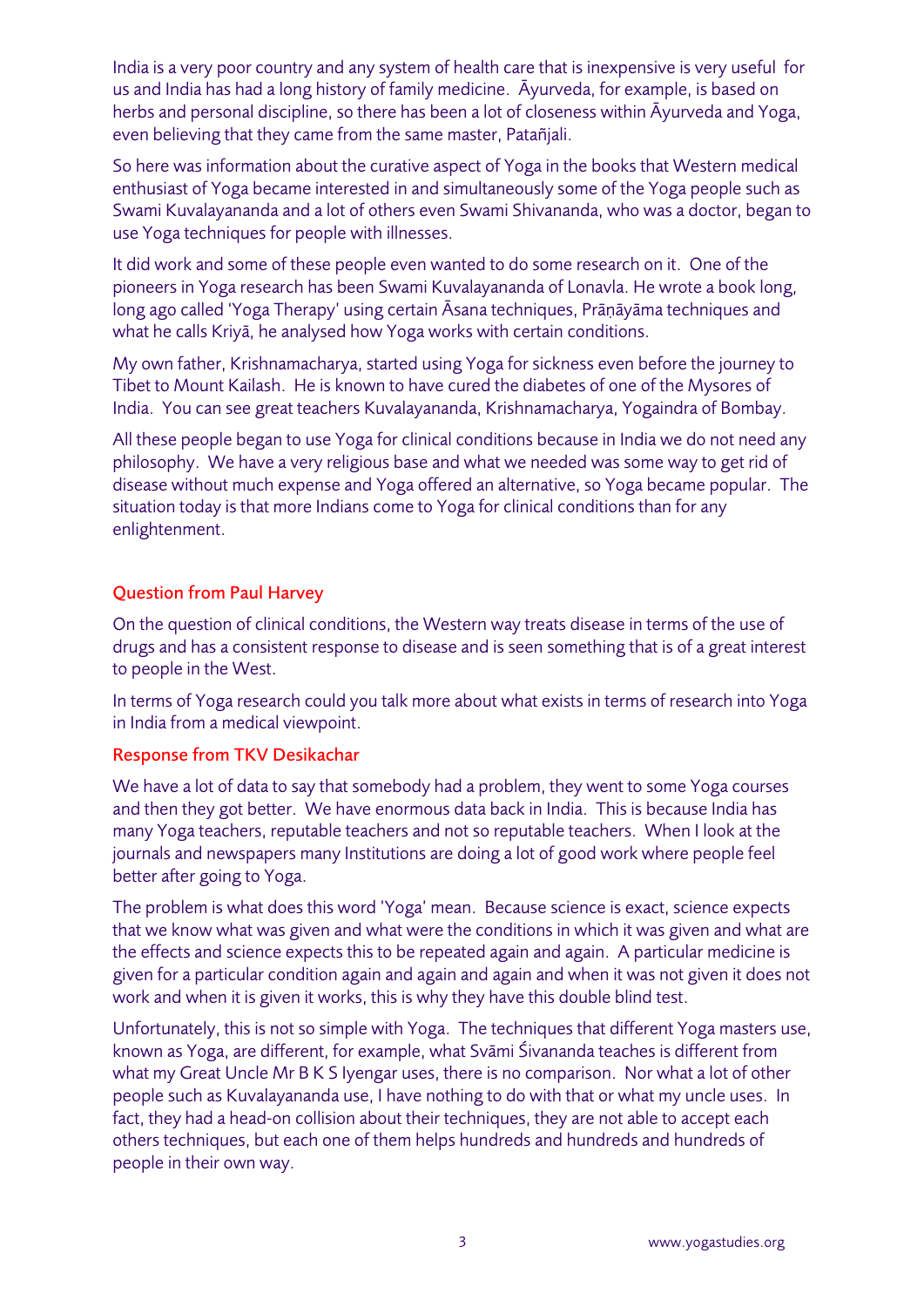India is a very poor country and any system of health care that is inexpensive is very useful for us and India has had a long history of family medicine. Āyurveda, for example, is based on herbs and personal discipline, so there has been a lot of closeness within Āyurveda and Yoga, even believing that they came from the same master, Patañjali.

So here was information about the curative aspect of Yoga in the books that Western medical enthusiast of Yoga became interested in and simultaneously some of the Yoga people such as Swami Kuvalayananda and a lot of others even Swami Shivananda, who was a doctor, began to use Yoga techniques for people with illnesses.

It did work and some of these people even wanted to do some research on it. One of the pioneers in Yoga research has been Swami Kuvalayananda of Lonavla. He wrote a book long, long ago called 'Yoga Therapy' using certain Āsana techniques, Prāṇāyāma techniques and what he calls Kriyā, he analysed how Yoga works with certain conditions.

My own father, Krishnamacharya, started using Yoga for sickness even before the journey to Tibet to Mount Kailash. He is known to have cured the diabetes of one of the Mysores of India. You can see great teachers Kuvalayananda, Krishnamacharya, Yogaindra of Bombay.

All these people began to use Yoga for clinical conditions because in India we do not need any philosophy. We have a very religious base and what we needed was some way to get rid of disease without much expense and Yoga offered an alternative, so Yoga became popular. The situation today is that more Indians come to Yoga for clinical conditions than for any enlightenment.

### Question from Paul Harvey

On the question of clinical conditions, the Western way treats disease in terms of the use of drugs and has a consistent response to disease and is seen something that is of a great interest to people in the West.

In terms of Yoga research could you talk more about what exists in terms of research into Yoga in India from a medical viewpoint.

### Response from TKV Desikachar

We have a lot of data to say that somebody had a problem, they went to some Yoga courses and then they got better. We have enormous data back in India. This is because India has many Yoga teachers, reputable teachers and not so reputable teachers. When I look at the journals and newspapers many Institutions are doing a lot of good work where people feel better after going to Yoga.

The problem is what does this word 'Yoga' mean. Because science is exact, science expects that we know what was given and what were the conditions in which it was given and what are the effects and science expects this to be repeated again and again. A particular medicine is given for a particular condition again and again and again and when it was not given it does not work and when it is given it works, this is why they have this double blind test.

Unfortunately, this is not so simple with Yoga. The techniques that different Yoga masters use, known as Yoga, are different, for example, what Svāmi Śivananda teaches is different from what my Great Uncle Mr B K S Iyengar uses, there is no comparison. Nor what a lot of other people such as Kuvalayananda use, I have nothing to do with that or what my uncle uses. In fact, they had a head-on collision about their techniques, they are not able to accept each others techniques, but each one of them helps hundreds and hundreds and hundreds of people in their own way.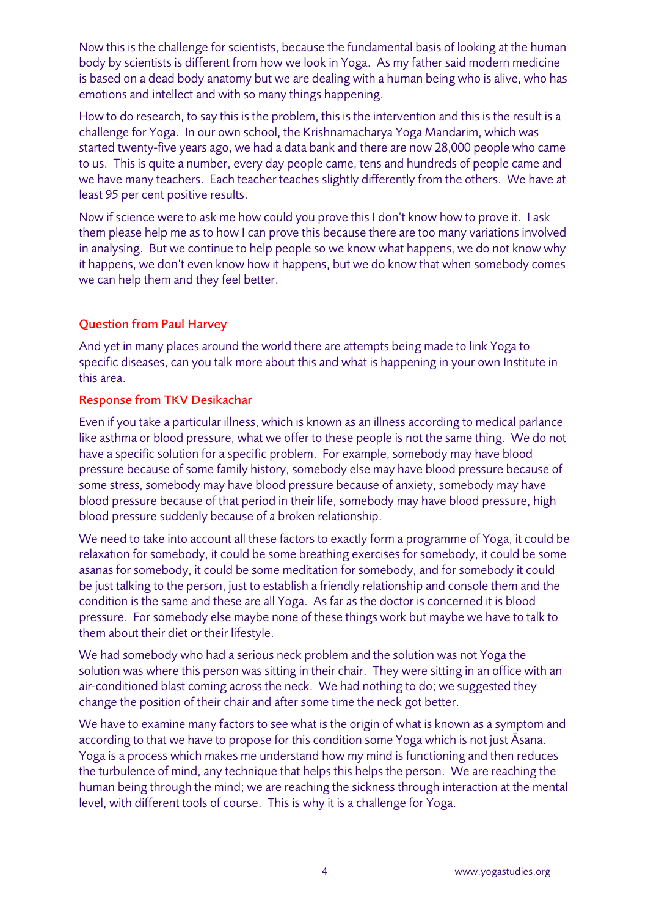Now this is the challenge for scientists, because the fundamental basis of looking at the human body by scientists is different from how we look in Yoga. As my father said modern medicine is based on a dead body anatomy but we are dealing with a human being who is alive, who has emotions and intellect and with so many things happening.

How to do research, to say this is the problem, this is the intervention and this is the result is a challenge for Yoga. In our own school, the Krishnamacharya Yoga Mandarim, which was started twenty-five years ago, we had a data bank and there are now 28,000 people who came to us. This is quite a number, every day people came, tens and hundreds of people came and we have many teachers. Each teacher teaches slightly differently from the others. We have at least 95 per cent positive results.

Now if science were to ask me how could you prove this I don't know how to prove it. I ask them please help me as to how I can prove this because there are too many variations involved in analysing. But we continue to help people so we know what happens, we do not know why it happens, we don't even know how it happens, but we do know that when somebody comes we can help them and they feel better.

### Question from Paul Harvey

And yet in many places around the world there are attempts being made to link Yoga to specific diseases, can you talk more about this and what is happening in your own Institute in this area.

### Response from TKV Desikachar

Even if you take a particular illness, which is known as an illness according to medical parlance like asthma or blood pressure, what we offer to these people is not the same thing. We do not have a specific solution for a specific problem. For example, somebody may have blood pressure because of some family history, somebody else may have blood pressure because of some stress, somebody may have blood pressure because of anxiety, somebody may have blood pressure because of that period in their life, somebody may have blood pressure, high blood pressure suddenly because of a broken relationship.

We need to take into account all these factors to exactly form a programme of Yoga, it could be relaxation for somebody, it could be some breathing exercises for somebody, it could be some asanas for somebody, it could be some meditation for somebody, and for somebody it could be just talking to the person, just to establish a friendly relationship and console them and the condition is the same and these are all Yoga. As far as the doctor is concerned it is blood pressure. For somebody else maybe none of these things work but maybe we have to talk to them about their diet or their lifestyle.

We had somebody who had a serious neck problem and the solution was not Yoga the solution was where this person was sitting in their chair. They were sitting in an office with an air-conditioned blast coming across the neck. We had nothing to do; we suggested they change the position of their chair and after some time the neck got better.

We have to examine many factors to see what is the origin of what is known as a symptom and according to that we have to propose for this condition some Yoga which is not just Āsana. Yoga is a process which makes me understand how my mind is functioning and then reduces the turbulence of mind, any technique that helps this helps the person. We are reaching the human being through the mind; we are reaching the sickness through interaction at the mental level, with different tools of course. This is why it is a challenge for Yoga.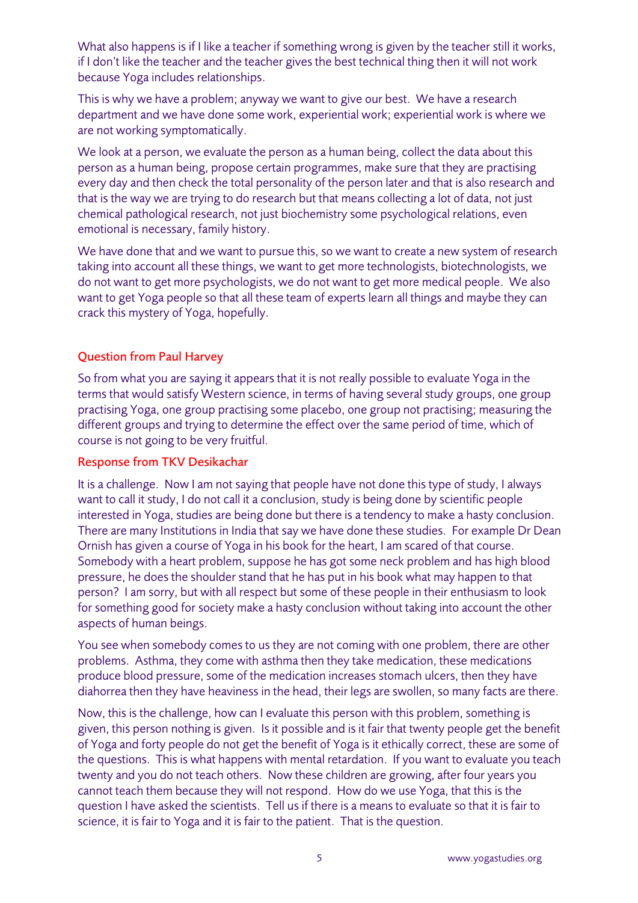What also happens is if I like a teacher if something wrong is given by the teacher still it works, if I don't like the teacher and the teacher gives the best technical thing then it will not work because Yoga includes relationships.

This is why we have a problem; anyway we want to give our best. We have a research department and we have done some work, experiential work; experiential work is where we are not working symptomatically.

We look at a person, we evaluate the person as a human being, collect the data about this person as a human being, propose certain programmes, make sure that they are practising every day and then check the total personality of the person later and that is also research and that is the way we are trying to do research but that means collecting a lot of data, not just chemical pathological research, not just biochemistry some psychological relations, even emotional is necessary, family history.

We have done that and we want to pursue this, so we want to create a new system of research taking into account all these things, we want to get more technologists, biotechnologists, we do not want to get more psychologists, we do not want to get more medical people. We also want to get Yoga people so that all these team of experts learn all things and maybe they can crack this mystery of Yoga, hopefully.

## Question from Paul Harvey

So from what you are saying it appears that it is not really possible to evaluate Yoga in the terms that would satisfy Western science, in terms of having several study groups, one group practising Yoga, one group practising some placebo, one group not practising; measuring the different groups and trying to determine the effect over the same period of time, which of course is not going to be very fruitful.

## Response from TKV Desikachar

It is a challenge. Now I am not saying that people have not done this type of study, I always want to call it study, I do not call it a conclusion, study is being done by scientific people interested in Yoga, studies are being done but there is a tendency to make a hasty conclusion. There are many Institutions in India that say we have done these studies. For example Dr Dean Ornish has given a course of Yoga in his book for the heart, I am scared of that course. Somebody with a heart problem, suppose he has got some neck problem and has high blood pressure, he does the shoulder stand that he has put in his book what may happen to that person? I am sorry, but with all respect but some of these people in their enthusiasm to look for something good for society make a hasty conclusion without taking into account the other aspects of human beings.

You see when somebody comes to us they are not coming with one problem, there are other problems. Asthma, they come with asthma then they take medication, these medications produce blood pressure, some of the medication increases stomach ulcers, then they have diahorrea then they have heaviness in the head, their legs are swollen, so many facts are there.

Now, this is the challenge, how can I evaluate this person with this problem, something is given, this person nothing is given. Is it possible and is it fair that twenty people get the benefit of Yoga and forty people do not get the benefit of Yoga is it ethically correct, these are some of the questions. This is what happens with mental retardation. If you want to evaluate you teach twenty and you do not teach others. Now these children are growing, after four years you cannot teach them because they will not respond. How do we use Yoga, that this is the question I have asked the scientists. Tell us if there is a means to evaluate so that it is fair to science, it is fair to Yoga and it is fair to the patient. That is the question.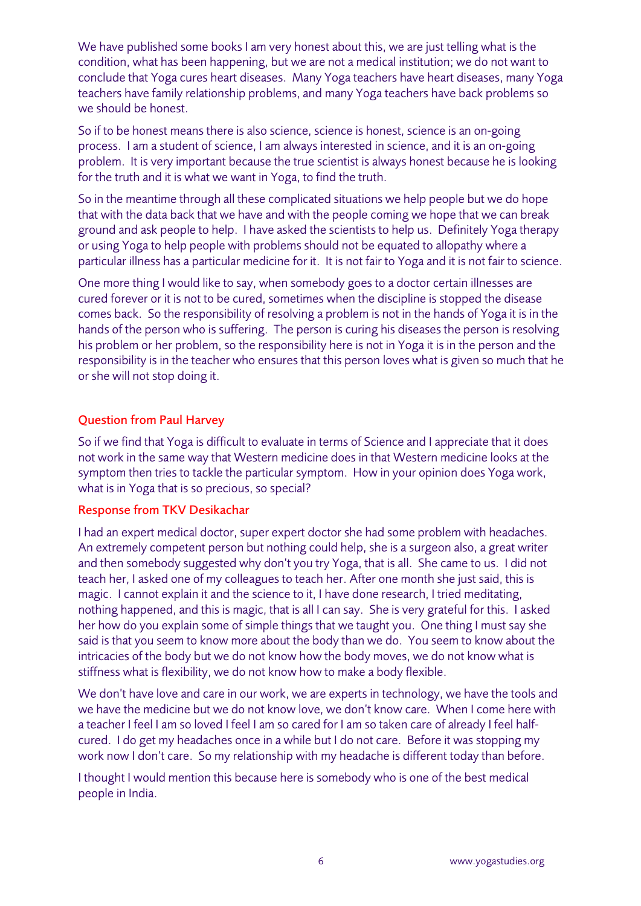We have published some books I am very honest about this, we are just telling what is the condition, what has been happening, but we are not a medical institution; we do not want to conclude that Yoga cures heart diseases. Many Yoga teachers have heart diseases, many Yoga teachers have family relationship problems, and many Yoga teachers have back problems so we should be honest.

So if to be honest means there is also science, science is honest, science is an on-going process. I am a student of science, I am always interested in science, and it is an on-going problem. It is very important because the true scientist is always honest because he is looking for the truth and it is what we want in Yoga, to find the truth.

So in the meantime through all these complicated situations we help people but we do hope that with the data back that we have and with the people coming we hope that we can break ground and ask people to help. I have asked the scientists to help us. Definitely Yoga therapy or using Yoga to help people with problems should not be equated to allopathy where a particular illness has a particular medicine for it. It is not fair to Yoga and it is not fair to science.

One more thing I would like to say, when somebody goes to a doctor certain illnesses are cured forever or it is not to be cured, sometimes when the discipline is stopped the disease comes back. So the responsibility of resolving a problem is not in the hands of Yoga it is in the hands of the person who is suffering. The person is curing his diseases the person is resolving his problem or her problem, so the responsibility here is not in Yoga it is in the person and the responsibility is in the teacher who ensures that this person loves what is given so much that he or she will not stop doing it.

### Question from Paul Harvey

So if we find that Yoga is difficult to evaluate in terms of Science and I appreciate that it does not work in the same way that Western medicine does in that Western medicine looks at the symptom then tries to tackle the particular symptom. How in your opinion does Yoga work, what is in Yoga that is so precious, so special?

### Response from TKV Desikachar

I had an expert medical doctor, super expert doctor she had some problem with headaches. An extremely competent person but nothing could help, she is a surgeon also, a great writer and then somebody suggested why don't you try Yoga, that is all. She came to us. I did not teach her, I asked one of my colleagues to teach her. After one month she just said, this is magic. I cannot explain it and the science to it, I have done research, I tried meditating, nothing happened, and this is magic, that is all I can say. She is very grateful for this. I asked her how do you explain some of simple things that we taught you. One thing I must say she said is that you seem to know more about the body than we do. You seem to know about the intricacies of the body but we do not know how the body moves, we do not know what is stiffness what is flexibility, we do not know how to make a body flexible.

We don't have love and care in our work, we are experts in technology, we have the tools and we have the medicine but we do not know love, we don't know care. When I come here with a teacher I feel I am so loved I feel I am so cared for I am so taken care of already I feel half-cured. I do get my headaches once in a while but I do not care. Before it was stopping my work now I don't care. So my relationship with my headache is different today than before.

I thought I would mention this because here is somebody who is one of the best medical people in India.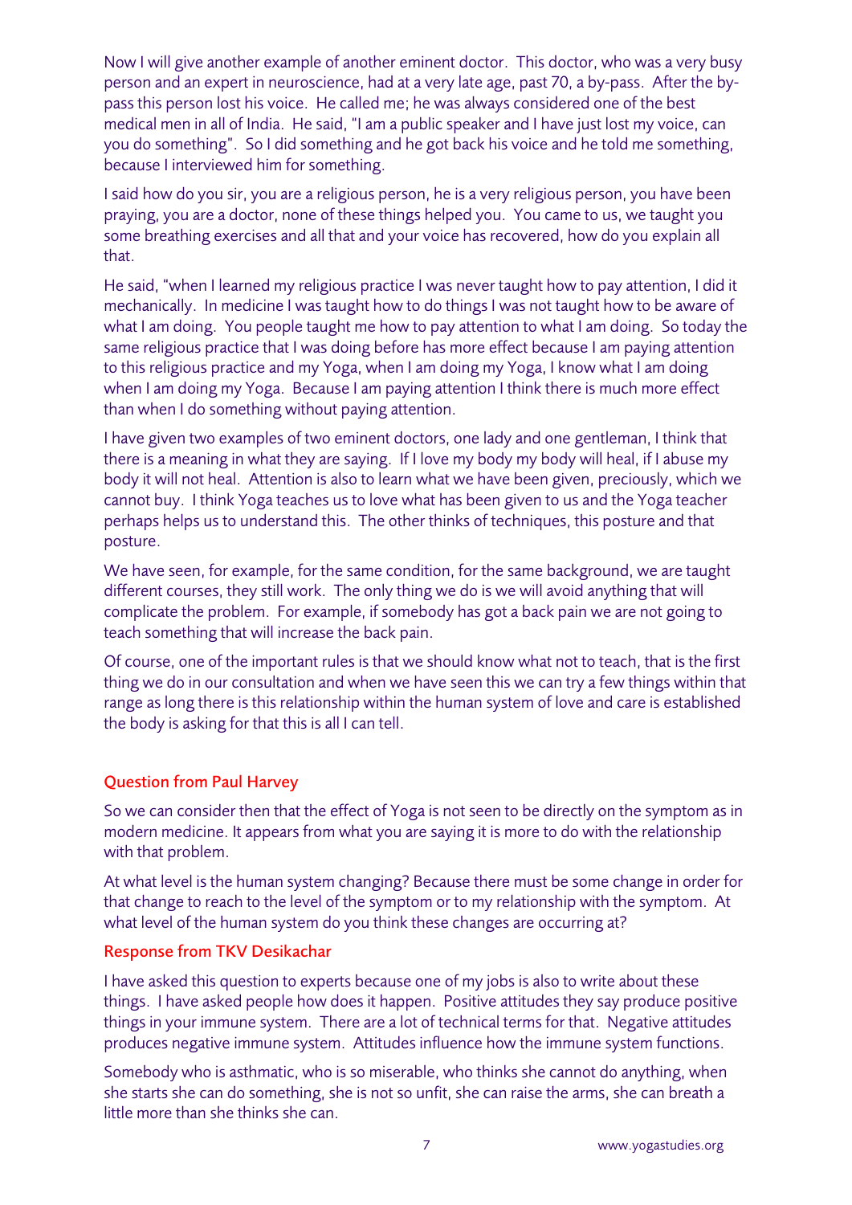Now I will give another example of another eminent doctor. This doctor, who was a very busy person and an expert in neuroscience, had at a very late age, past 70, a by-pass. After the by-pass this person lost his voice. He called me; he was always considered one of the best medical men in all of India. He said, "I am a public speaker and I have just lost my voice, can you do something". So I did something and he got back his voice and he told me something, because I interviewed him for something.

I said how do you sir, you are a religious person, he is a very religious person, you have been praying, you are a doctor, none of these things helped you. You came to us, we taught you some breathing exercises and all that and your voice has recovered, how do you explain all that.

He said, "when I learned my religious practice I was never taught how to pay attention, I did it mechanically. In medicine I was taught how to do things I was not taught how to be aware of what I am doing. You people taught me how to pay attention to what I am doing. So today the same religious practice that I was doing before has more effect because I am paying attention to this religious practice and my Yoga, when I am doing my Yoga, I know what I am doing when I am doing my Yoga. Because I am paying attention I think there is much more effect than when I do something without paying attention.

I have given two examples of two eminent doctors, one lady and one gentleman, I think that there is a meaning in what they are saying. If I love my body my body will heal, if I abuse my body it will not heal. Attention is also to learn what we have been given, preciously, which we cannot buy. I think Yoga teaches us to love what has been given to us and the Yoga teacher perhaps helps us to understand this. The other thinks of techniques, this posture and that posture.

We have seen, for example, for the same condition, for the same background, we are taught different courses, they still work. The only thing we do is we will avoid anything that will complicate the problem. For example, if somebody has got a back pain we are not going to teach something that will increase the back pain.

Of course, one of the important rules is that we should know what not to teach, that is the first thing we do in our consultation and when we have seen this we can try a few things within that range as long there is this relationship within the human system of love and care is established the body is asking for that this is all I can tell.

### Question from Paul Harvey

So we can consider then that the effect of Yoga is not seen to be directly on the symptom as in modern medicine. It appears from what you are saying it is more to do with the relationship with that problem.

At what level is the human system changing? Because there must be some change in order for that change to reach to the level of the symptom or to my relationship with the symptom. At what level of the human system do you think these changes are occurring at?

### Response from TKV Desikachar

I have asked this question to experts because one of my jobs is also to write about these things. I have asked people how does it happen. Positive attitudes they say produce positive things in your immune system. There are a lot of technical terms for that. Negative attitudes produces negative immune system. Attitudes influence how the immune system functions.

Somebody who is asthmatic, who is so miserable, who thinks she cannot do anything, when she starts she can do something, she is not so unfit, she can raise the arms, she can breath a little more than she thinks she can.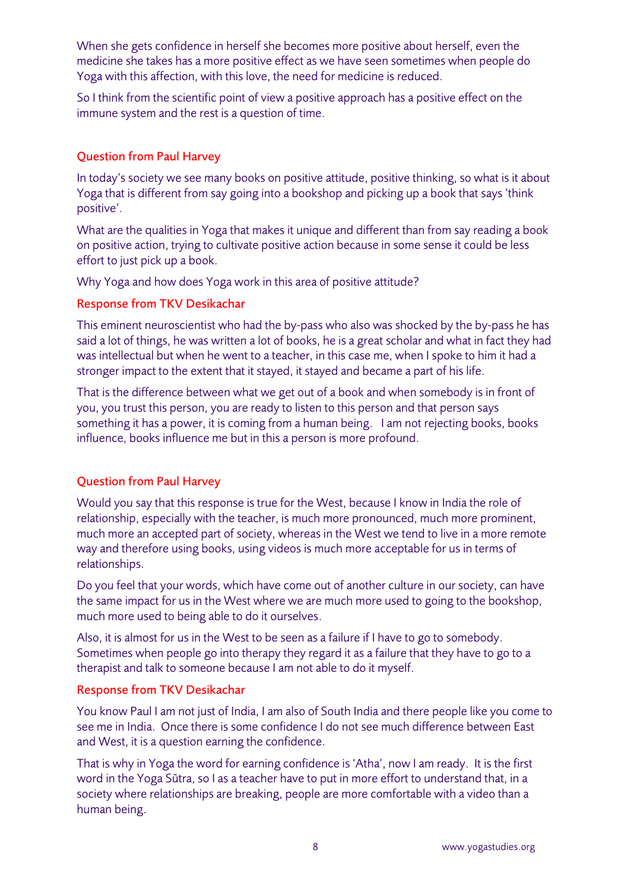When she gets confidence in herself she becomes more positive about herself, even the medicine she takes has a more positive effect as we have seen sometimes when people do Yoga with this affection, with this love, the need for medicine is reduced.

So I think from the scientific point of view a positive approach has a positive effect on the immune system and the rest is a question of time.

### Question from Paul Harvey

In today's society we see many books on positive attitude, positive thinking, so what is it about Yoga that is different from say going into a bookshop and picking up a book that says 'think positive'.

What are the qualities in Yoga that makes it unique and different than from say reading a book on positive action, trying to cultivate positive action because in some sense it could be less effort to just pick up a book.

Why Yoga and how does Yoga work in this area of positive attitude?

### Response from TKV Desikachar

This eminent neuroscientist who had the by-pass who also was shocked by the by-pass he has said a lot of things, he was written a lot of books, he is a great scholar and what in fact they had was intellectual but when he went to a teacher, in this case me, when I spoke to him it had a stronger impact to the extent that it stayed, it stayed and became a part of his life.

That is the difference between what we get out of a book and when somebody is in front of you, you trust this person, you are ready to listen to this person and that person says something it has a power, it is coming from a human being. I am not rejecting books, books influence, books influence me but in this a person is more profound.

### Question from Paul Harvey

Would you say that this response is true for the West, because I know in India the role of relationship, especially with the teacher, is much more pronounced, much more prominent, much more an accepted part of society, whereas in the West we tend to live in a more remote way and therefore using books, using videos is much more acceptable for us in terms of relationships.

Do you feel that your words, which have come out of another culture in our society, can have the same impact for us in the West where we are much more used to going to the bookshop, much more used to being able to do it ourselves.

Also, it is almost for us in the West to be seen as a failure if I have to go to somebody. Sometimes when people go into therapy they regard it as a failure that they have to go to a therapist and talk to someone because I am not able to do it myself.

### Response from TKV Desikachar

You know Paul I am not just of India, I am also of South India and there people like you come to see me in India. Once there is some confidence I do not see much difference between East and West, it is a question earning the confidence.

That is why in Yoga the word for earning confidence is 'Atha', now I am ready. It is the first word in the Yoga Sūtra, so I as a teacher have to put in more effort to understand that, in a society where relationships are breaking, people are more comfortable with a video than a human being.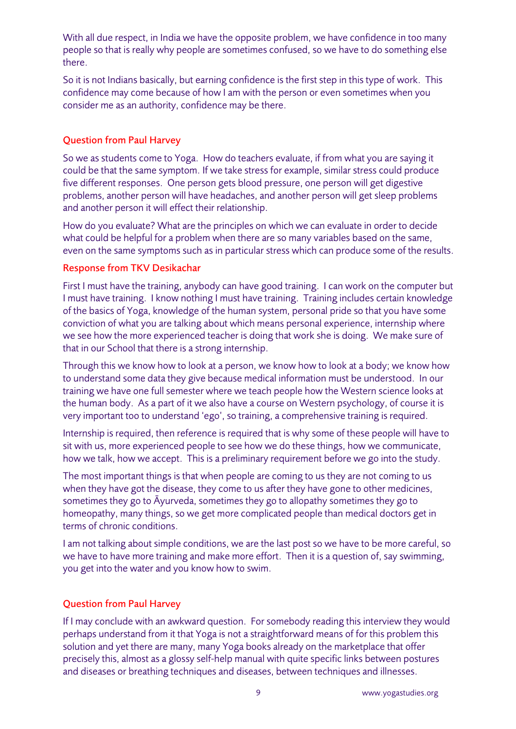With all due respect, in India we have the opposite problem, we have confidence in too many people so that is really why people are sometimes confused, so we have to do something else there.

So it is not Indians basically, but earning confidence is the first step in this type of work. This confidence may come because of how I am with the person or even sometimes when you consider me as an authority, confidence may be there.

### Question from Paul Harvey

So we as students come to Yoga. How do teachers evaluate, if from what you are saying it could be that the same symptom. If we take stress for example, similar stress could produce five different responses. One person gets blood pressure, one person will get digestive problems, another person will have headaches, and another person will get sleep problems and another person it will effect their relationship.

How do you evaluate? What are the principles on which we can evaluate in order to decide what could be helpful for a problem when there are so many variables based on the same, even on the same symptoms such as in particular stress which can produce some of the results.

### Response from TKV Desikachar

First I must have the training, anybody can have good training. I can work on the computer but I must have training. I know nothing I must have training. Training includes certain knowledge of the basics of Yoga, knowledge of the human system, personal pride so that you have some conviction of what you are talking about which means personal experience, internship where we see how the more experienced teacher is doing that work she is doing. We make sure of that in our School that there is a strong internship.

Through this we know how to look at a person, we know how to look at a body; we know how to understand some data they give because medical information must be understood. In our training we have one full semester where we teach people how the Western science looks at the human body. As a part of it we also have a course on Western psychology, of course it is very important too to understand 'ego', so training, a comprehensive training is required.

Internship is required, then reference is required that is why some of these people will have to sit with us, more experienced people to see how we do these things, how we communicate, how we talk, how we accept. This is a preliminary requirement before we go into the study.

The most important things is that when people are coming to us they are not coming to us when they have got the disease, they come to us after they have gone to other medicines, sometimes they go to Āyurveda, sometimes they go to allopathy sometimes they go to homeopathy, many things, so we get more complicated people than medical doctors get in terms of chronic conditions.

I am not talking about simple conditions, we are the last post so we have to be more careful, so we have to have more training and make more effort. Then it is a question of, say swimming, you get into the water and you know how to swim.

### Question from Paul Harvey

If I may conclude with an awkward question. For somebody reading this interview they would perhaps understand from it that Yoga is not a straightforward means of for this problem this solution and yet there are many, many Yoga books already on the marketplace that offer precisely this, almost as a glossy self-help manual with quite specific links between postures and diseases or breathing techniques and diseases, between techniques and illnesses.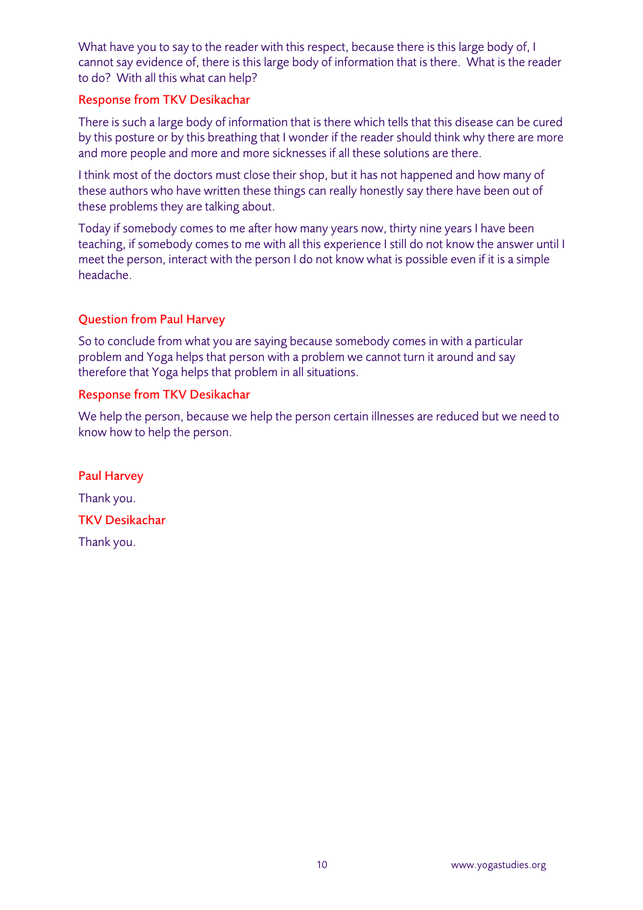What have you to say to the reader with this respect, because there is this large body of, I cannot say evidence of, there is this large body of information that is there. What is the reader to do? With all this what can help?

### Response from TKV Desikachar

There is such a large body of information that is there which tells that this disease can be cured by this posture or by this breathing that I wonder if the reader should think why there are more and more people and more and more sicknesses if all these solutions are there.

I think most of the doctors must close their shop, but it has not happened and how many of these authors who have written these things can really honestly say there have been out of these problems they are talking about.

Today if somebody comes to me after how many years now, thirty nine years I have been teaching, if somebody comes to me with all this experience I still do not know the answer until I meet the person, interact with the person I do not know what is possible even if it is a simple headache.

### Question from Paul Harvey

So to conclude from what you are saying because somebody comes in with a particular problem and Yoga helps that person with a problem we cannot turn it around and say therefore that Yoga helps that problem in all situations.

### Response from TKV Desikachar

We help the person, because we help the person certain illnesses are reduced but we need to know how to help the person.

### Paul Harvey

Thank you.

### TKV Desikachar

Thank you.